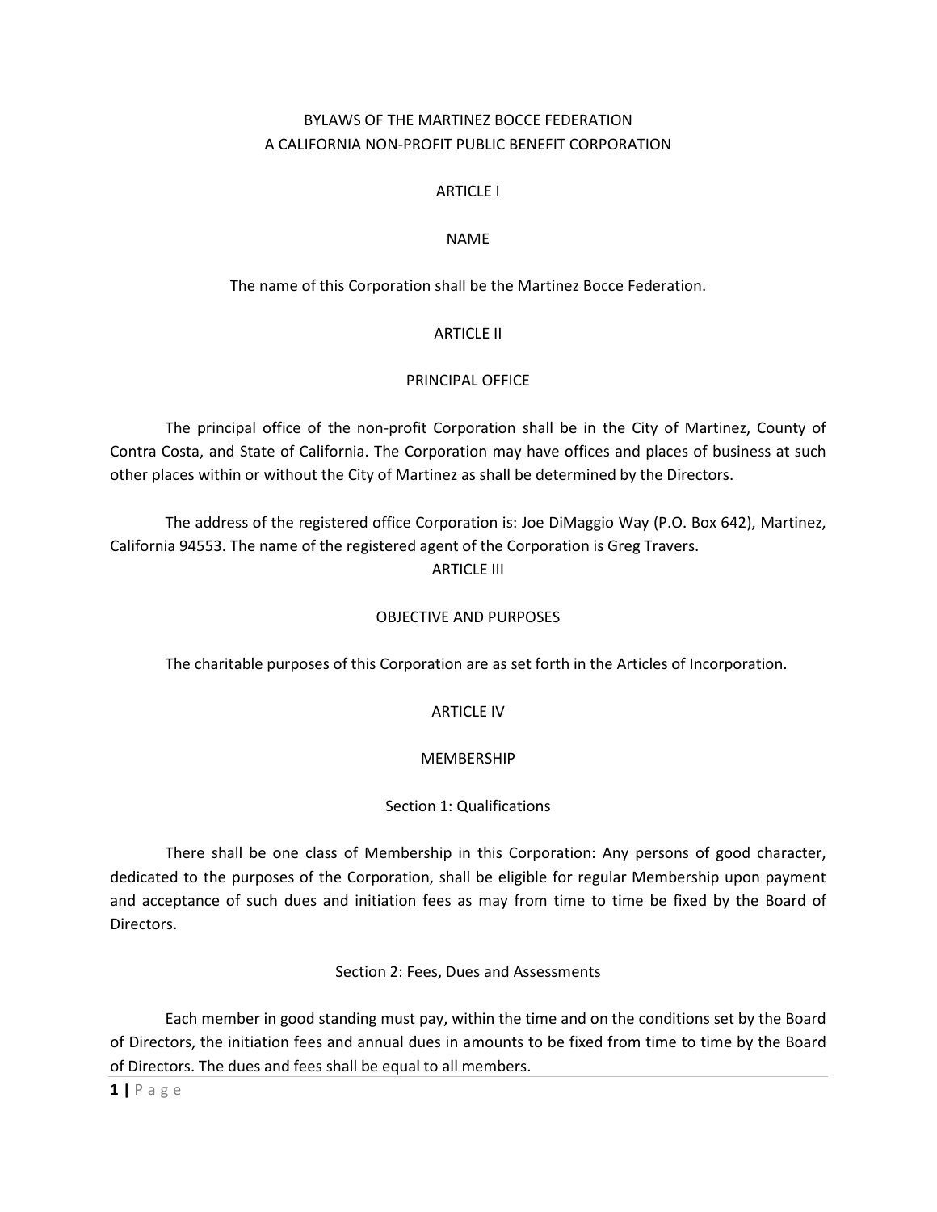# BYLAWS OF THE MARTINEZ BOCCE FEDERATION
# A CALIFORNIA NON-PROFIT PUBLIC BENEFIT CORPORATION

## ARTICLE I

## NAME

The name of this Corporation shall be the Martinez Bocce Federation.

## ARTICLE II

## PRINCIPAL OFFICE

The principal office of the non-profit Corporation shall be in the City of Martinez, County of Contra Costa, and State of California. The Corporation may have offices and places of business at such other places within or without the City of Martinez as shall be determined by the Directors.

The address of the registered office Corporation is: Joe DiMaggio Way (P.O. Box 642), Martinez, California 94553. The name of the registered agent of the Corporation is Greg Travers.

## ARTICLE III

## OBJECTIVE AND PURPOSES

The charitable purposes of this Corporation are as set forth in the Articles of Incorporation.

## ARTICLE IV

## MEMBERSHIP

### Section 1: Qualifications

There shall be one class of Membership in this Corporation: Any persons of good character, dedicated to the purposes of the Corporation, shall be eligible for regular Membership upon payment and acceptance of such dues and initiation fees as may from time to time be fixed by the Board of Directors.

### Section 2: Fees, Dues and Assessments

Each member in good standing must pay, within the time and on the conditions set by the Board of Directors, the initiation fees and annual dues in amounts to be fixed from time to time by the Board of Directors. The dues and fees shall be equal to all members.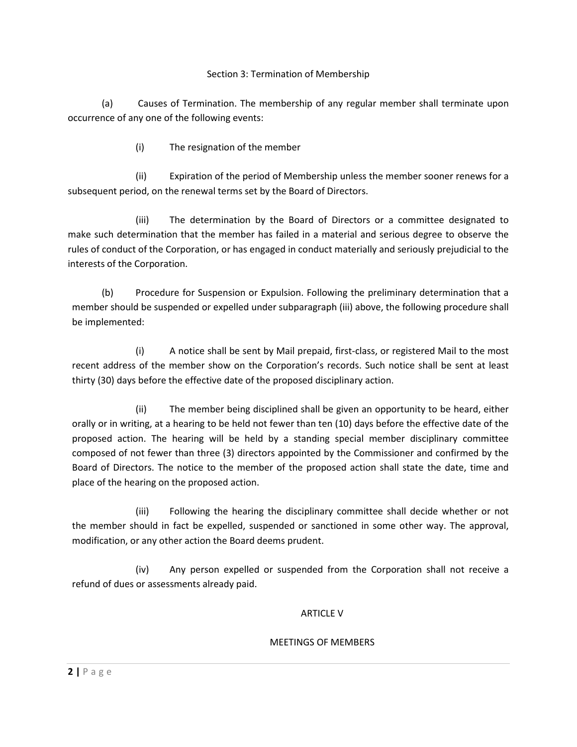### Section 3: Termination of Membership

(a) Causes of Termination. The membership of any regular member shall terminate upon occurrence of any one of the following events:

(i) The resignation of the member

(ii) Expiration of the period of Membership unless the member sooner renews for a subsequent period, on the renewal terms set by the Board of Directors.

(iii) The determination by the Board of Directors or a committee designated to make such determination that the member has failed in a material and serious degree to observe the rules of conduct of the Corporation, or has engaged in conduct materially and seriously prejudicial to the interests of the Corporation.

(b) Procedure for Suspension or Expulsion. Following the preliminary determination that a member should be suspended or expelled under subparagraph (iii) above, the following procedure shall be implemented:

(i) A notice shall be sent by Mail prepaid, first-class, or registered Mail to the most recent address of the member show on the Corporation's records. Such notice shall be sent at least thirty (30) days before the effective date of the proposed disciplinary action.

(ii) The member being disciplined shall be given an opportunity to be heard, either orally or in writing, at a hearing to be held not fewer than ten (10) days before the effective date of the proposed action. The hearing will be held by a standing special member disciplinary committee composed of not fewer than three (3) directors appointed by the Commissioner and confirmed by the Board of Directors. The notice to the member of the proposed action shall state the date, time and place of the hearing on the proposed action.

(iii) Following the hearing the disciplinary committee shall decide whether or not the member should in fact be expelled, suspended or sanctioned in some other way. The approval, modification, or any other action the Board deems prudent.

(iv) Any person expelled or suspended from the Corporation shall not receive a refund of dues or assessments already paid.

## ARTICLE V

## MEETINGS OF MEMBERS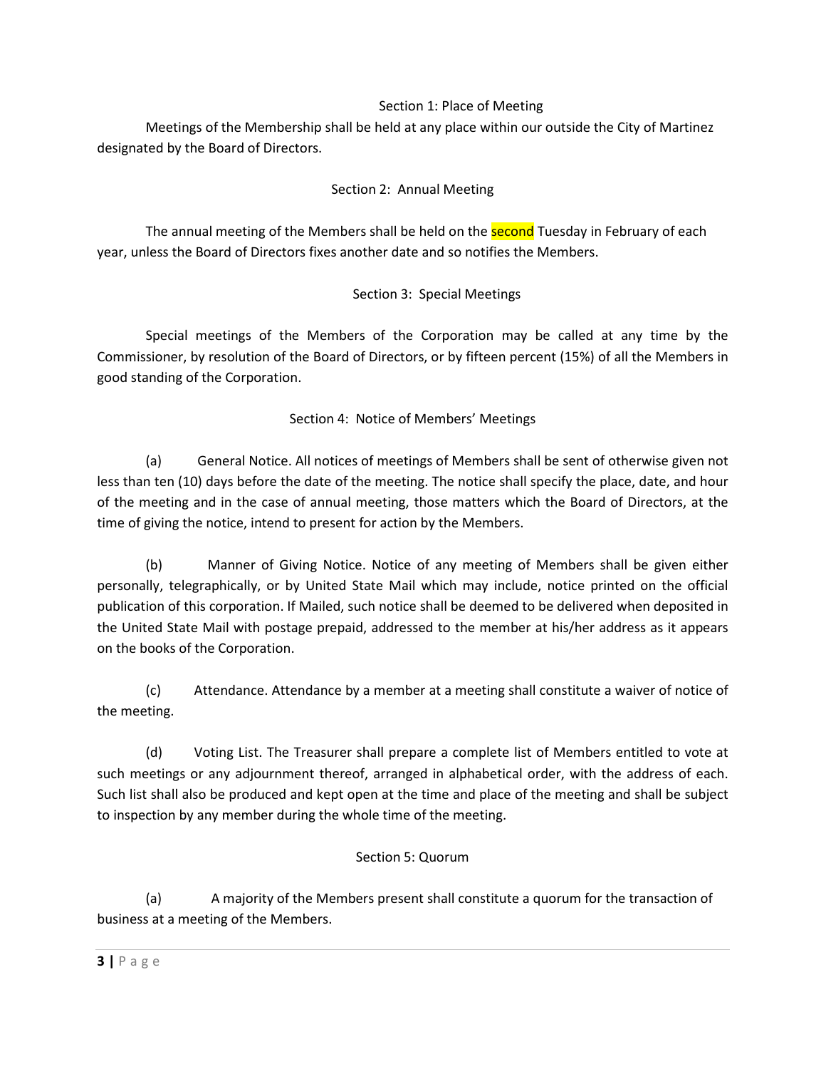### Section 1: Place of Meeting

Meetings of the Membership shall be held at any place within our outside the City of Martinez designated by the Board of Directors.

### Section 2: Annual Meeting

The annual meeting of the Members shall be held on the second Tuesday in February of each year, unless the Board of Directors fixes another date and so notifies the Members.

### Section 3: Special Meetings

Special meetings of the Members of the Corporation may be called at any time by the Commissioner, by resolution of the Board of Directors, or by fifteen percent (15%) of all the Members in good standing of the Corporation.

### Section 4: Notice of Members' Meetings

(a) General Notice. All notices of meetings of Members shall be sent of otherwise given not less than ten (10) days before the date of the meeting. The notice shall specify the place, date, and hour of the meeting and in the case of annual meeting, those matters which the Board of Directors, at the time of giving the notice, intend to present for action by the Members.

(b) Manner of Giving Notice. Notice of any meeting of Members shall be given either personally, telegraphically, or by United State Mail which may include, notice printed on the official publication of this corporation. If Mailed, such notice shall be deemed to be delivered when deposited in the United State Mail with postage prepaid, addressed to the member at his/her address as it appears on the books of the Corporation.

(c) Attendance. Attendance by a member at a meeting shall constitute a waiver of notice of the meeting.

(d) Voting List. The Treasurer shall prepare a complete list of Members entitled to vote at such meetings or any adjournment thereof, arranged in alphabetical order, with the address of each. Such list shall also be produced and kept open at the time and place of the meeting and shall be subject to inspection by any member during the whole time of the meeting.

### Section 5: Quorum

(a) A majority of the Members present shall constitute a quorum for the transaction of business at a meeting of the Members.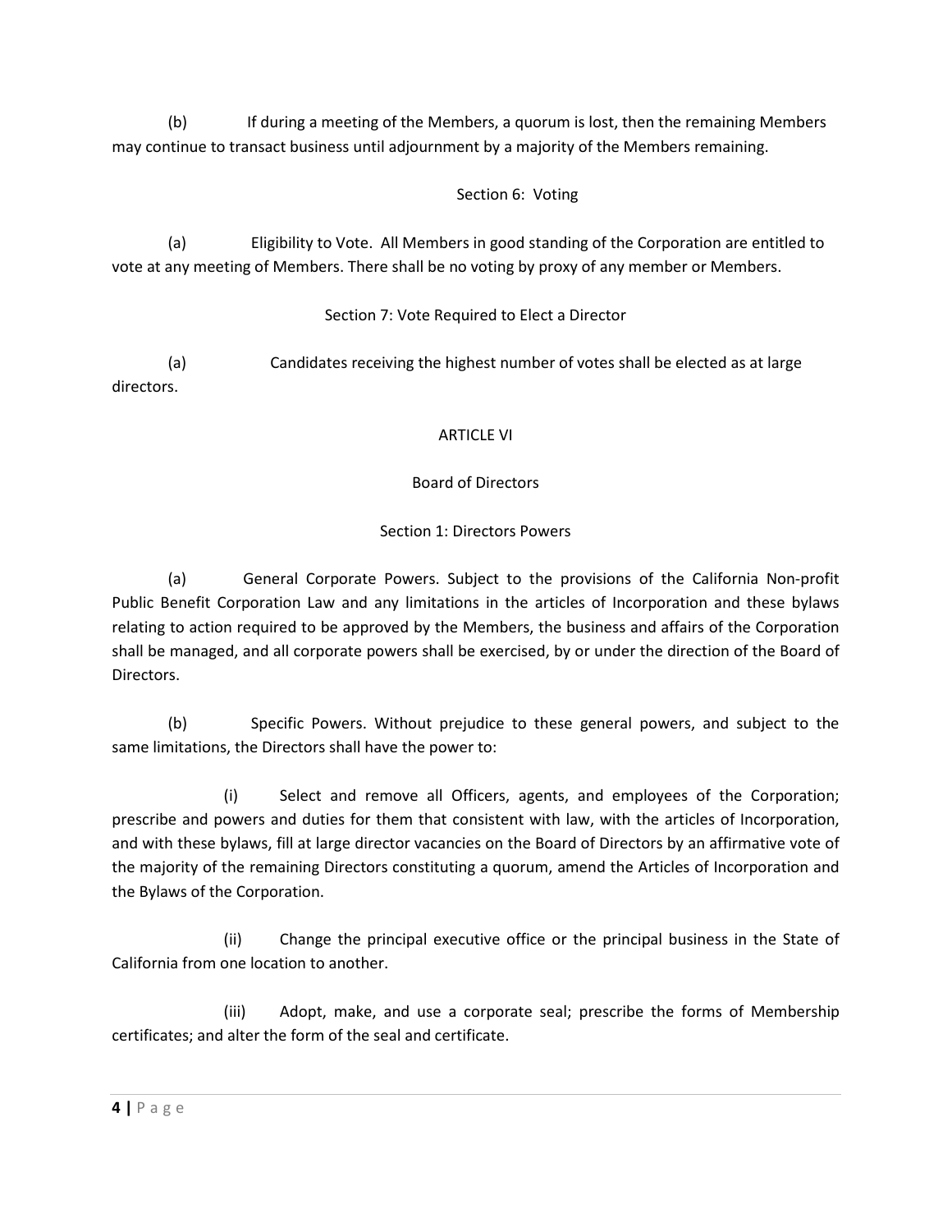(b) If during a meeting of the Members, a quorum is lost, then the remaining Members may continue to transact business until adjournment by a majority of the Members remaining.

Section 6: Voting

(a) Eligibility to Vote. All Members in good standing of the Corporation are entitled to vote at any meeting of Members. There shall be no voting by proxy of any member or Members.

Section 7: Vote Required to Elect a Director

(a) Candidates receiving the highest number of votes shall be elected as at large directors.

## ARTICLE VI

## Board of Directors

### Section 1: Directors Powers

(a) General Corporate Powers. Subject to the provisions of the California Non-profit Public Benefit Corporation Law and any limitations in the articles of Incorporation and these bylaws relating to action required to be approved by the Members, the business and affairs of the Corporation shall be managed, and all corporate powers shall be exercised, by or under the direction of the Board of Directors.

(b) Specific Powers. Without prejudice to these general powers, and subject to the same limitations, the Directors shall have the power to:

(i) Select and remove all Officers, agents, and employees of the Corporation; prescribe and powers and duties for them that consistent with law, with the articles of Incorporation, and with these bylaws, fill at large director vacancies on the Board of Directors by an affirmative vote of the majority of the remaining Directors constituting a quorum, amend the Articles of Incorporation and the Bylaws of the Corporation.

(ii) Change the principal executive office or the principal business in the State of California from one location to another.

(iii) Adopt, make, and use a corporate seal; prescribe the forms of Membership certificates; and alter the form of the seal and certificate.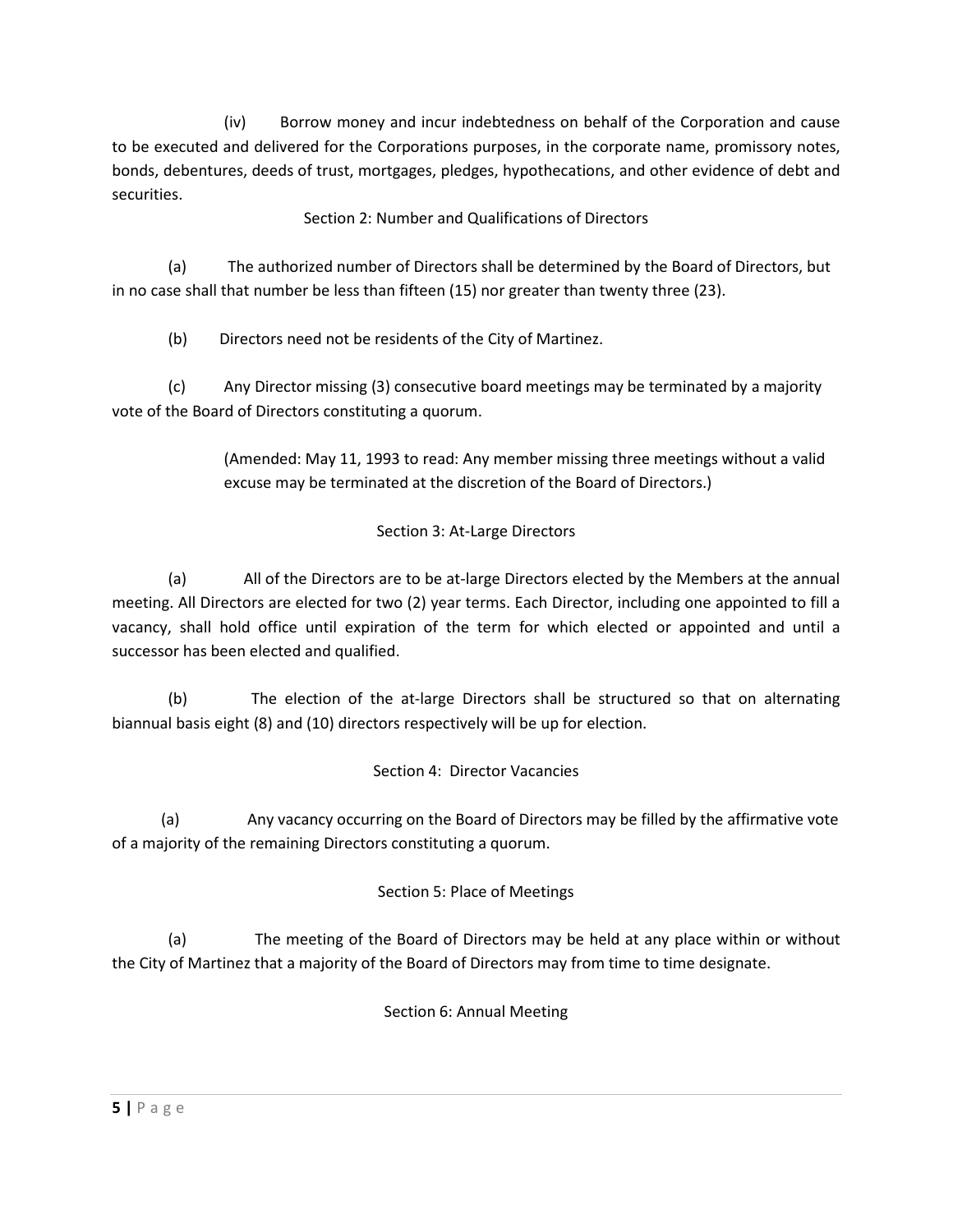(iv) Borrow money and incur indebtedness on behalf of the Corporation and cause to be executed and delivered for the Corporations purposes, in the corporate name, promissory notes, bonds, debentures, deeds of trust, mortgages, pledges, hypothecations, and other evidence of debt and securities.

### Section 2: Number and Qualifications of Directors

(a) The authorized number of Directors shall be determined by the Board of Directors, but in no case shall that number be less than fifteen (15) nor greater than twenty three (23).

(b) Directors need not be residents of the City of Martinez.

(c) Any Director missing (3) consecutive board meetings may be terminated by a majority vote of the Board of Directors constituting a quorum.

> (Amended: May 11, 1993 to read: Any member missing three meetings without a valid excuse may be terminated at the discretion of the Board of Directors.)

### Section 3: At-Large Directors

(a) All of the Directors are to be at-large Directors elected by the Members at the annual meeting. All Directors are elected for two (2) year terms. Each Director, including one appointed to fill a vacancy, shall hold office until expiration of the term for which elected or appointed and until a successor has been elected and qualified.

(b) The election of the at-large Directors shall be structured so that on alternating biannual basis eight (8) and (10) directors respectively will be up for election.

### Section 4: Director Vacancies

(a) Any vacancy occurring on the Board of Directors may be filled by the affirmative vote of a majority of the remaining Directors constituting a quorum.

### Section 5: Place of Meetings

(a) The meeting of the Board of Directors may be held at any place within or without the City of Martinez that a majority of the Board of Directors may from time to time designate.

### Section 6: Annual Meeting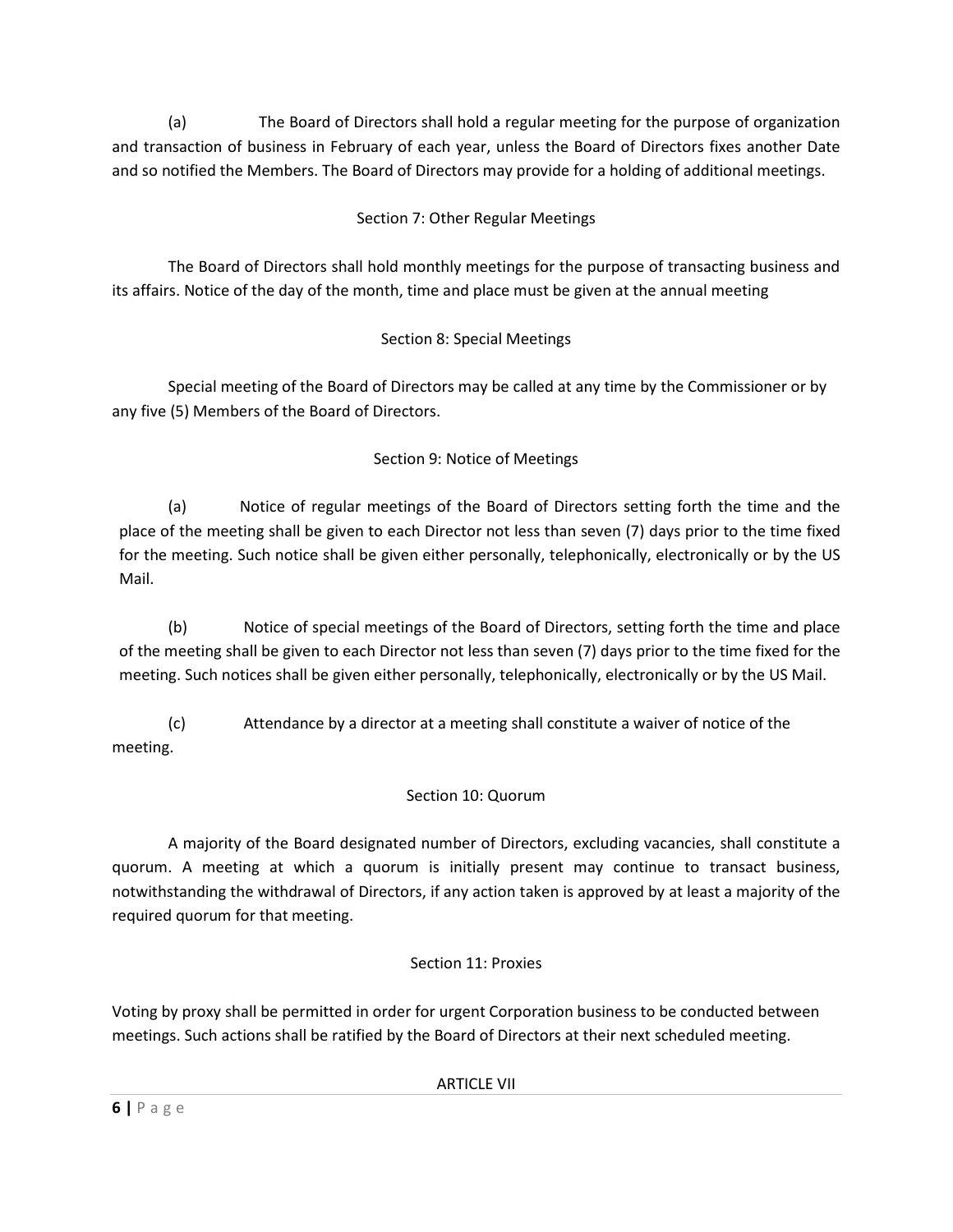(a) The Board of Directors shall hold a regular meeting for the purpose of organization and transaction of business in February of each year, unless the Board of Directors fixes another Date and so notified the Members. The Board of Directors may provide for a holding of additional meetings.

### Section 7: Other Regular Meetings

The Board of Directors shall hold monthly meetings for the purpose of transacting business and its affairs. Notice of the day of the month, time and place must be given at the annual meeting

### Section 8: Special Meetings

Special meeting of the Board of Directors may be called at any time by the Commissioner or by any five (5) Members of the Board of Directors.

### Section 9: Notice of Meetings

(a) Notice of regular meetings of the Board of Directors setting forth the time and the place of the meeting shall be given to each Director not less than seven (7) days prior to the time fixed for the meeting. Such notice shall be given either personally, telephonically, electronically or by the US Mail.

(b) Notice of special meetings of the Board of Directors, setting forth the time and place of the meeting shall be given to each Director not less than seven (7) days prior to the time fixed for the meeting. Such notices shall be given either personally, telephonically, electronically or by the US Mail.

(c) Attendance by a director at a meeting shall constitute a waiver of notice of the meeting.

### Section 10: Quorum

A majority of the Board designated number of Directors, excluding vacancies, shall constitute a quorum. A meeting at which a quorum is initially present may continue to transact business, notwithstanding the withdrawal of Directors, if any action taken is approved by at least a majority of the required quorum for that meeting.

### Section 11: Proxies

Voting by proxy shall be permitted in order for urgent Corporation business to be conducted between meetings. Such actions shall be ratified by the Board of Directors at their next scheduled meeting.

## ARTICLE VII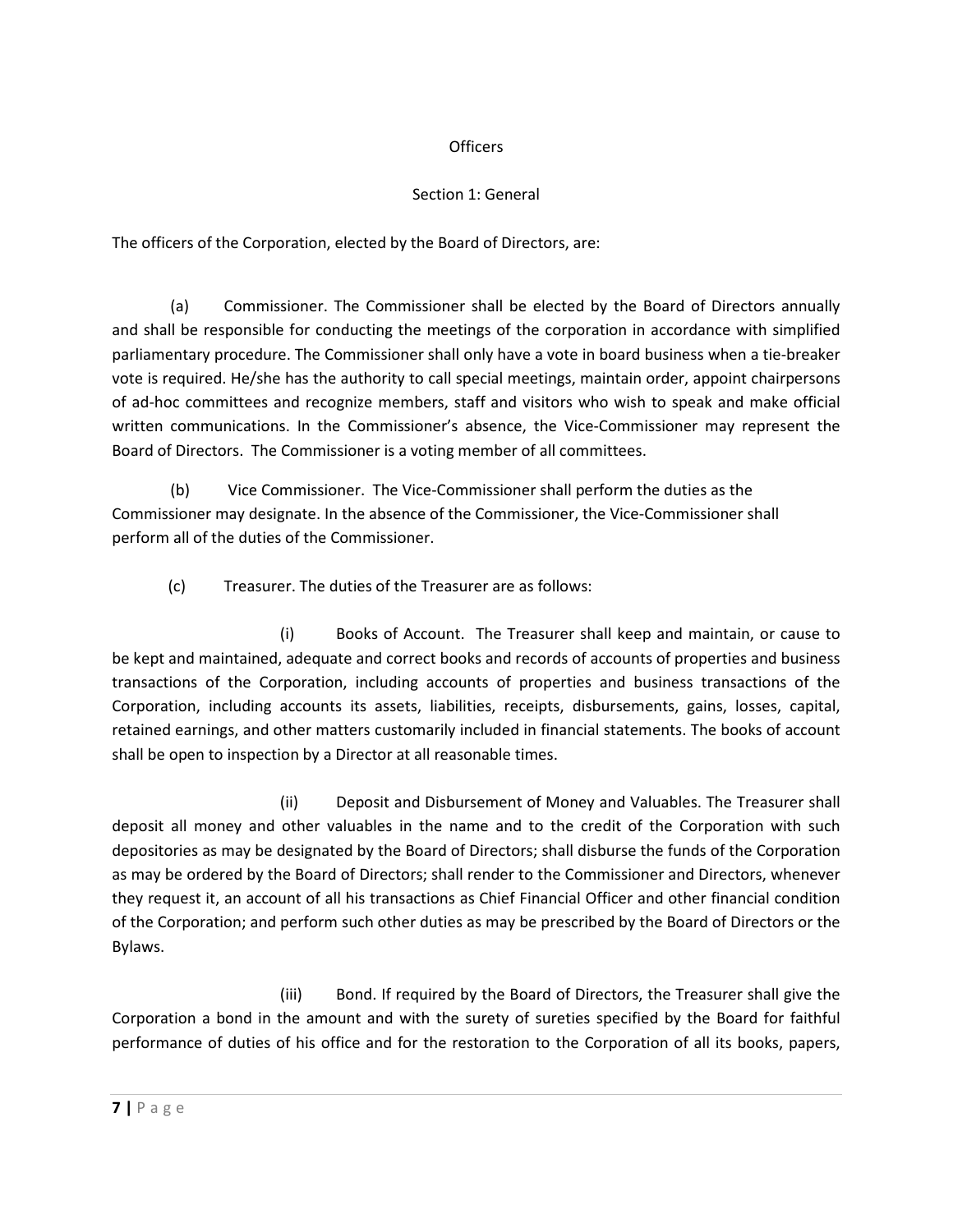## Officers

### Section 1: General

The officers of the Corporation, elected by the Board of Directors, are:

(a) Commissioner. The Commissioner shall be elected by the Board of Directors annually and shall be responsible for conducting the meetings of the corporation in accordance with simplified parliamentary procedure. The Commissioner shall only have a vote in board business when a tie-breaker vote is required. He/she has the authority to call special meetings, maintain order, appoint chairpersons of ad-hoc committees and recognize members, staff and visitors who wish to speak and make official written communications. In the Commissioner's absence, the Vice-Commissioner may represent the Board of Directors. The Commissioner is a voting member of all committees.

(b) Vice Commissioner. The Vice-Commissioner shall perform the duties as the Commissioner may designate. In the absence of the Commissioner, the Vice-Commissioner shall perform all of the duties of the Commissioner.

(c) Treasurer. The duties of the Treasurer are as follows:

(i) Books of Account. The Treasurer shall keep and maintain, or cause to be kept and maintained, adequate and correct books and records of accounts of properties and business transactions of the Corporation, including accounts of properties and business transactions of the Corporation, including accounts its assets, liabilities, receipts, disbursements, gains, losses, capital, retained earnings, and other matters customarily included in financial statements. The books of account shall be open to inspection by a Director at all reasonable times.

(ii) Deposit and Disbursement of Money and Valuables. The Treasurer shall deposit all money and other valuables in the name and to the credit of the Corporation with such depositories as may be designated by the Board of Directors; shall disburse the funds of the Corporation as may be ordered by the Board of Directors; shall render to the Commissioner and Directors, whenever they request it, an account of all his transactions as Chief Financial Officer and other financial condition of the Corporation; and perform such other duties as may be prescribed by the Board of Directors or the Bylaws.

(iii) Bond. If required by the Board of Directors, the Treasurer shall give the Corporation a bond in the amount and with the surety of sureties specified by the Board for faithful performance of duties of his office and for the restoration to the Corporation of all its books, papers,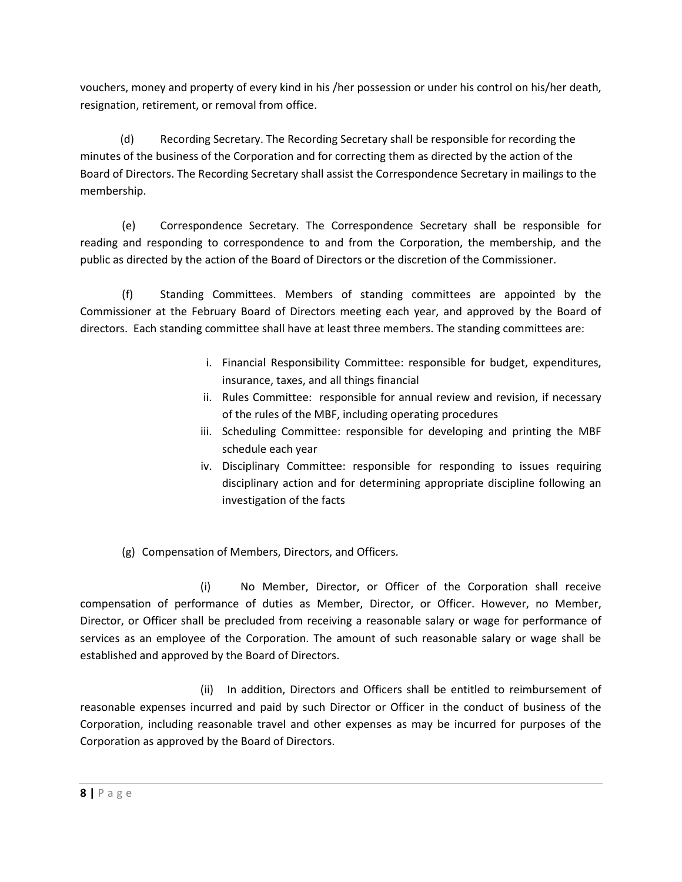vouchers, money and property of every kind in his /her possession or under his control on his/her death, resignation, retirement, or removal from office.

(d) Recording Secretary. The Recording Secretary shall be responsible for recording the minutes of the business of the Corporation and for correcting them as directed by the action of the Board of Directors. The Recording Secretary shall assist the Correspondence Secretary in mailings to the membership.

(e) Correspondence Secretary. The Correspondence Secretary shall be responsible for reading and responding to correspondence to and from the Corporation, the membership, and the public as directed by the action of the Board of Directors or the discretion of the Commissioner.

(f) Standing Committees. Members of standing committees are appointed by the Commissioner at the February Board of Directors meeting each year, and approved by the Board of directors. Each standing committee shall have at least three members. The standing committees are:

i. Financial Responsibility Committee: responsible for budget, expenditures, insurance, taxes, and all things financial
ii. Rules Committee: responsible for annual review and revision, if necessary of the rules of the MBF, including operating procedures
iii. Scheduling Committee: responsible for developing and printing the MBF schedule each year
iv. Disciplinary Committee: responsible for responding to issues requiring disciplinary action and for determining appropriate discipline following an investigation of the facts

(g) Compensation of Members, Directors, and Officers.

(i) No Member, Director, or Officer of the Corporation shall receive compensation of performance of duties as Member, Director, or Officer. However, no Member, Director, or Officer shall be precluded from receiving a reasonable salary or wage for performance of services as an employee of the Corporation. The amount of such reasonable salary or wage shall be established and approved by the Board of Directors.

(ii) In addition, Directors and Officers shall be entitled to reimbursement of reasonable expenses incurred and paid by such Director or Officer in the conduct of business of the Corporation, including reasonable travel and other expenses as may be incurred for purposes of the Corporation as approved by the Board of Directors.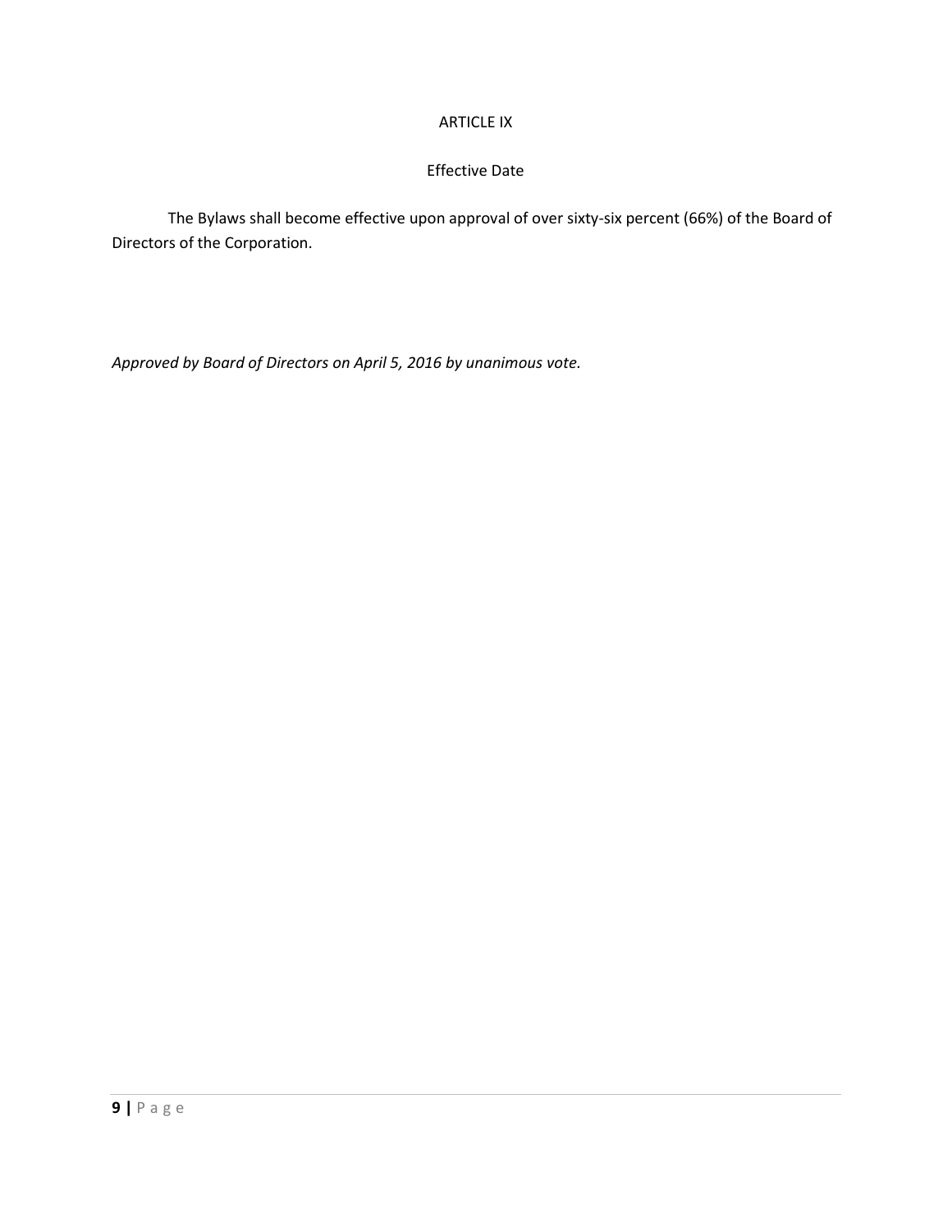## ARTICLE IX

### Effective Date

The Bylaws shall become effective upon approval of over sixty-six percent (66%) of the Board of Directors of the Corporation.

*Approved by Board of Directors on April 5, 2016 by unanimous vote.*